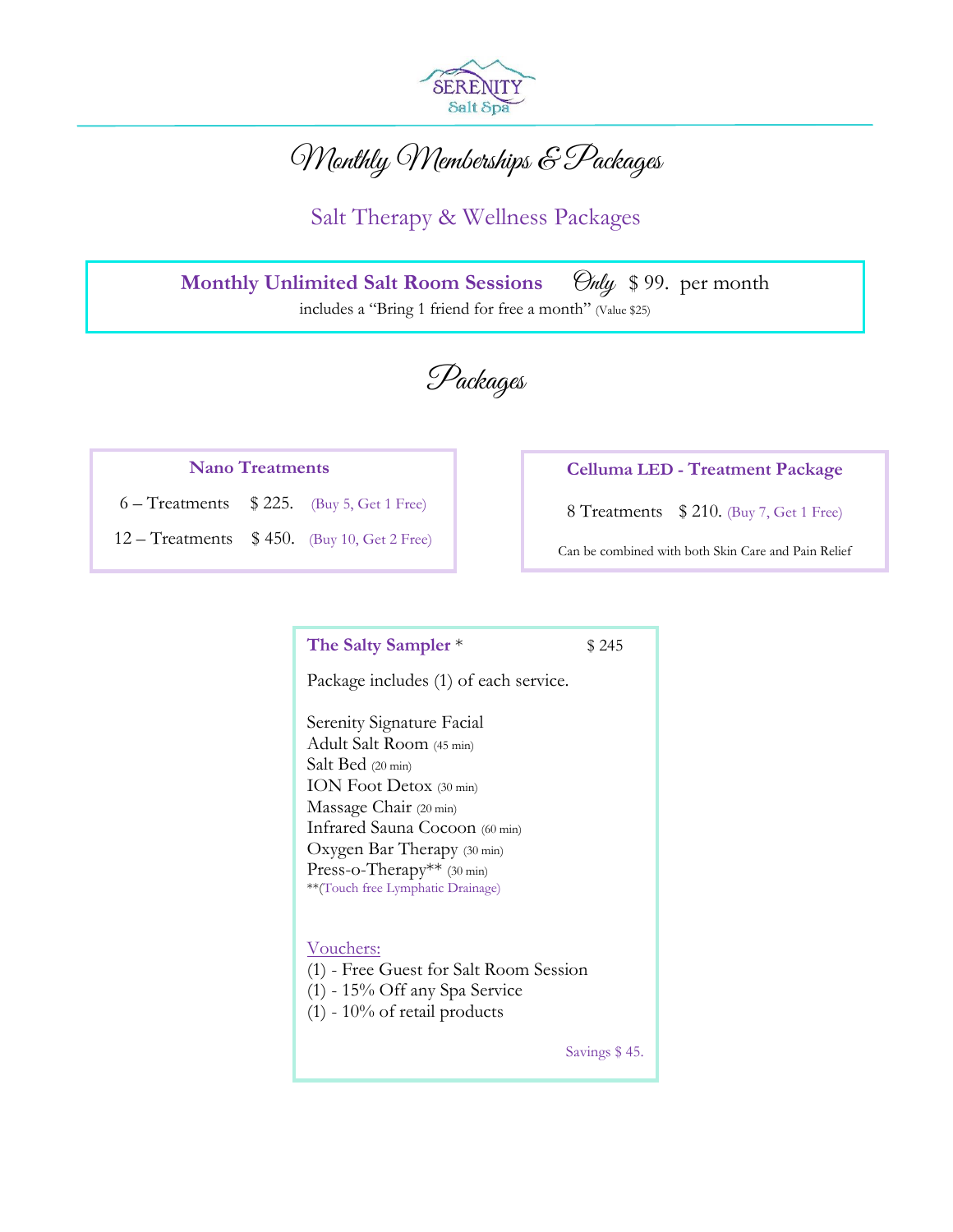SERENITY Salt Spa

# Monthly Memberships & Packages

## Salt Therapy & Wellness Packages

**Monthly Unlimited Salt Room Sessions** *Only* $ 99. per month

includes a "Bring 1 friend for free a month" (Value $25)

# Packages

### Nano Treatments

| | | |
|---|---|---|
| 6 – Treatments | $ 225. | (Buy 5, Get 1 Free) |
| 12 – Treatments | $ 450. | (Buy 10, Get 2 Free) |

### Celluma LED - Treatment Package

8 Treatments $ 210. (Buy 7, Get 1 Free)

Can be combined with both Skin Care and Pain Relief

### The Salty Sampler * $ 245

Package includes (1) of each service.

Serenity Signature Facial
Adult Salt Room (45 min)
Salt Bed (20 min)
ION Foot Detox (30 min)
Massage Chair (20 min)
Infrared Sauna Cocoon (60 min)
Oxygen Bar Therapy (30 min)
Press-o-Therapy** (30 min)
**(Touch free Lymphatic Drainage)

Vouchers:
(1) - Free Guest for Salt Room Session
(1) - 15% Off any Spa Service
(1) - 10% of retail products

Savings $ 45.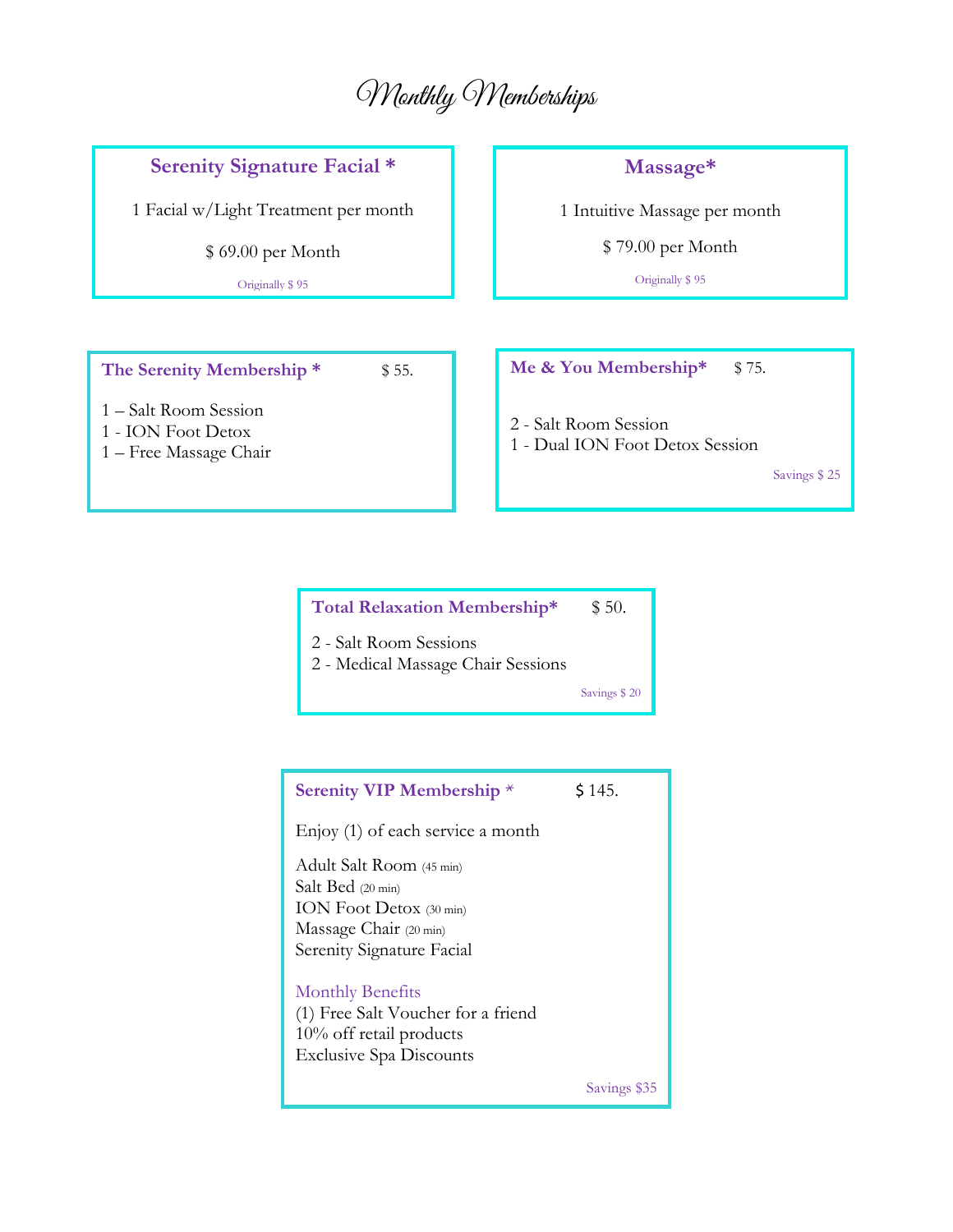# Monthly Memberships

## Serenity Signature Facial *

1 Facial w/Light Treatment per month

$ 69.00 per Month

Originally $ 95

## Massage*

1 Intuitive Massage per month

$ 79.00 per Month

Originally $ 95

## The Serenity Membership * $ 55.

1 – Salt Room Session
1 - ION Foot Detox
1 – Free Massage Chair

## Me & You Membership* $ 75.

2 - Salt Room Session
1 - Dual ION Foot Detox Session

Savings $ 25

## Total Relaxation Membership* $ 50.

2 - Salt Room Sessions
2 - Medical Massage Chair Sessions

Savings $ 20

## Serenity VIP Membership * $ 145.

Enjoy (1) of each service a month

Adult Salt Room (45 min)
Salt Bed (20 min)
ION Foot Detox (30 min)
Massage Chair (20 min)
Serenity Signature Facial

Monthly Benefits
(1) Free Salt Voucher for a friend
10% off retail products
Exclusive Spa Discounts

Savings $35